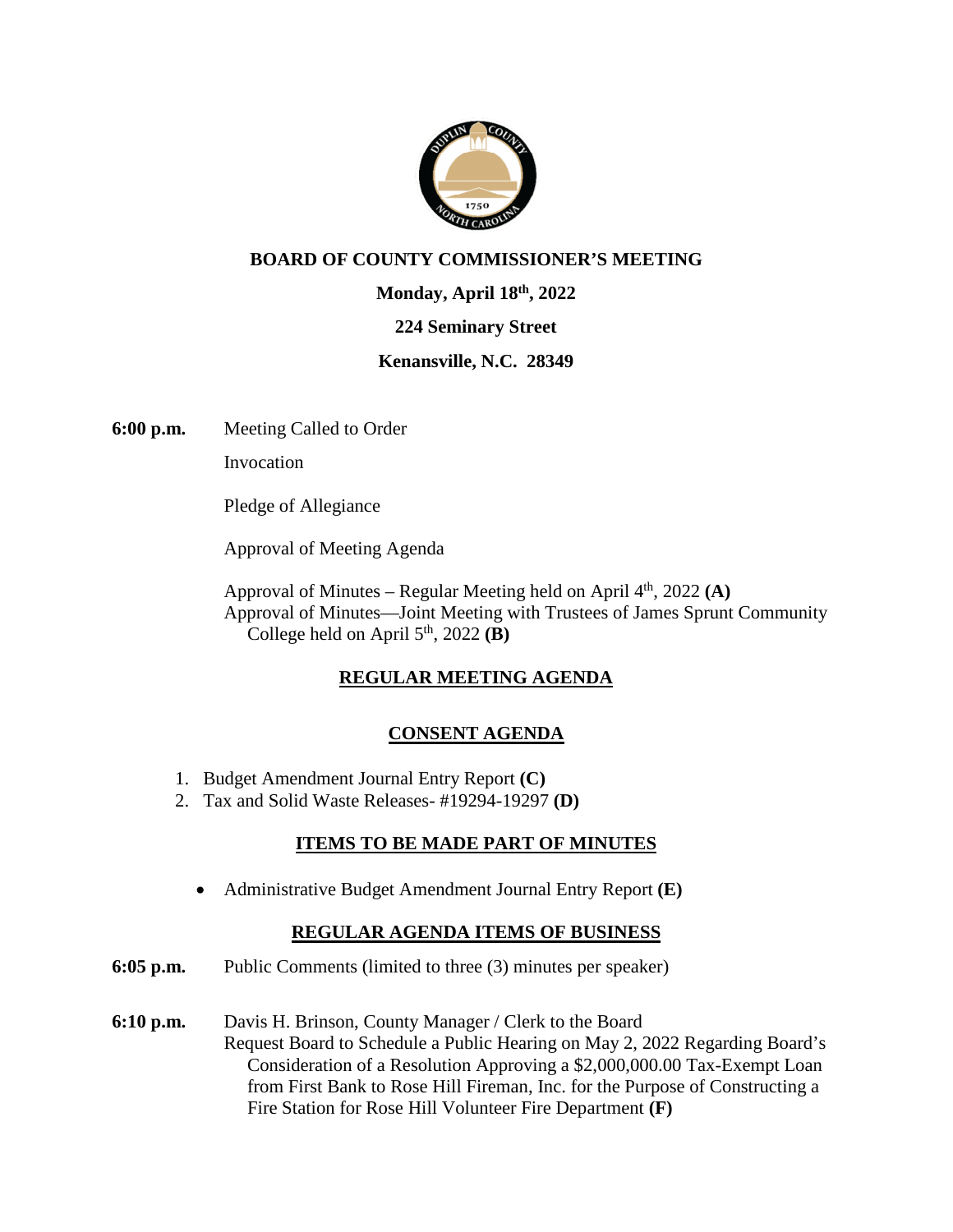**BOARD OF COUNTY COMMISSIONER'S MEETING**

**Monday, April 18th, 2022**

**224 Seminary Street**

**Kenansville, N.C. 28349**

**6:00 p.m.** Meeting Called to Order

Invocation

Pledge of Allegiance

Approval of Meeting Agenda

Approval of Minutes – Regular Meeting held on April 4th, 2022 **(A)**
Approval of Minutes—Joint Meeting with Trustees of James Sprunt Community College held on April 5th, 2022 **(B)**

## REGULAR MEETING AGENDA

## CONSENT AGENDA

1. Budget Amendment Journal Entry Report **(C)**
2. Tax and Solid Waste Releases- #19294-19297 **(D)**

## ITEMS TO BE MADE PART OF MINUTES

- Administrative Budget Amendment Journal Entry Report **(E)**

## REGULAR AGENDA ITEMS OF BUSINESS

**6:05 p.m.** Public Comments (limited to three (3) minutes per speaker)

**6:10 p.m.** Davis H. Brinson, County Manager / Clerk to the Board
Request Board to Schedule a Public Hearing on May 2, 2022 Regarding Board's Consideration of a Resolution Approving a $2,000,000.00 Tax-Exempt Loan from First Bank to Rose Hill Fireman, Inc. for the Purpose of Constructing a Fire Station for Rose Hill Volunteer Fire Department **(F)**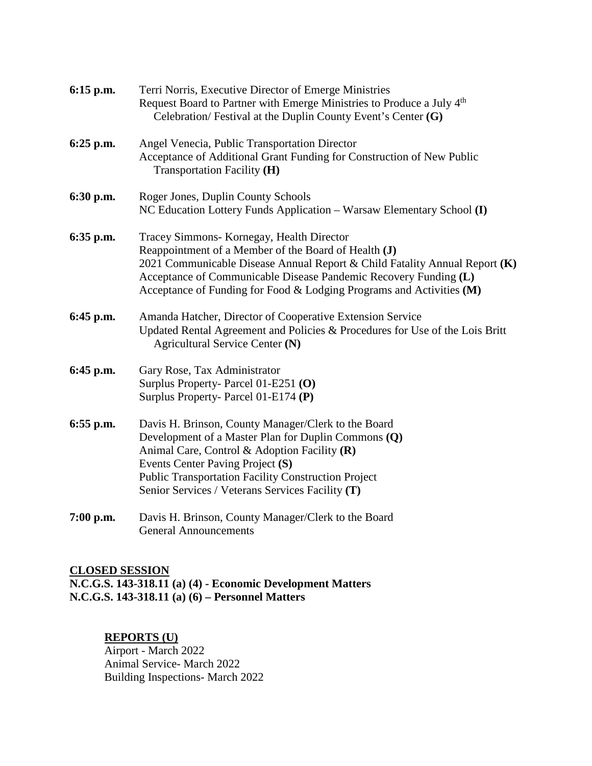| | |
|---|---|
| **6:15 p.m.** | Terri Norris, Executive Director of Emerge Ministries<br>Request Board to Partner with Emerge Ministries to Produce a July 4th Celebration/ Festival at the Duplin County Event's Center **(G)** |
| **6:25 p.m.** | Angel Venecia, Public Transportation Director<br>Acceptance of Additional Grant Funding for Construction of New Public Transportation Facility **(H)** |
| **6:30 p.m.** | Roger Jones, Duplin County Schools<br>NC Education Lottery Funds Application – Warsaw Elementary School **(I)** |
| **6:35 p.m.** | Tracey Simmons- Kornegay, Health Director<br>Reappointment of a Member of the Board of Health **(J)**<br>2021 Communicable Disease Annual Report & Child Fatality Annual Report **(K)**<br>Acceptance of Communicable Disease Pandemic Recovery Funding **(L)**<br>Acceptance of Funding for Food & Lodging Programs and Activities **(M)** |
| **6:45 p.m.** | Amanda Hatcher, Director of Cooperative Extension Service<br>Updated Rental Agreement and Policies & Procedures for Use of the Lois Britt Agricultural Service Center **(N)** |
| **6:45 p.m.** | Gary Rose, Tax Administrator<br>Surplus Property- Parcel 01-E251 **(O)**<br>Surplus Property- Parcel 01-E174 **(P)** |
| **6:55 p.m.** | Davis H. Brinson, County Manager/Clerk to the Board<br>Development of a Master Plan for Duplin Commons **(Q)**<br>Animal Care, Control & Adoption Facility **(R)**<br>Events Center Paving Project **(S)**<br>Public Transportation Facility Construction Project<br>Senior Services / Veterans Services Facility **(T)** |
| **7:00 p.m.** | Davis H. Brinson, County Manager/Clerk to the Board<br>General Announcements |

**CLOSED SESSION**
**N.C.G.S. 143-318.11 (a) (4) - Economic Development Matters**
**N.C.G.S. 143-318.11 (a) (6) – Personnel Matters**

**REPORTS (U)**

Airport - March 2022
Animal Service- March 2022
Building Inspections- March 2022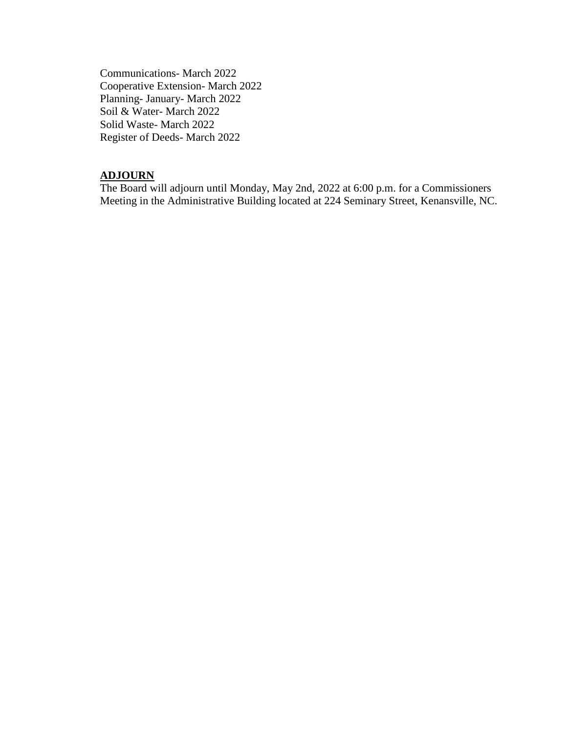Communications- March 2022
Cooperative Extension- March 2022
Planning- January- March 2022
Soil & Water- March 2022
Solid Waste- March 2022
Register of Deeds- March 2022

**ADJOURN**

The Board will adjourn until Monday, May 2nd, 2022 at 6:00 p.m. for a Commissioners Meeting in the Administrative Building located at 224 Seminary Street, Kenansville, NC.